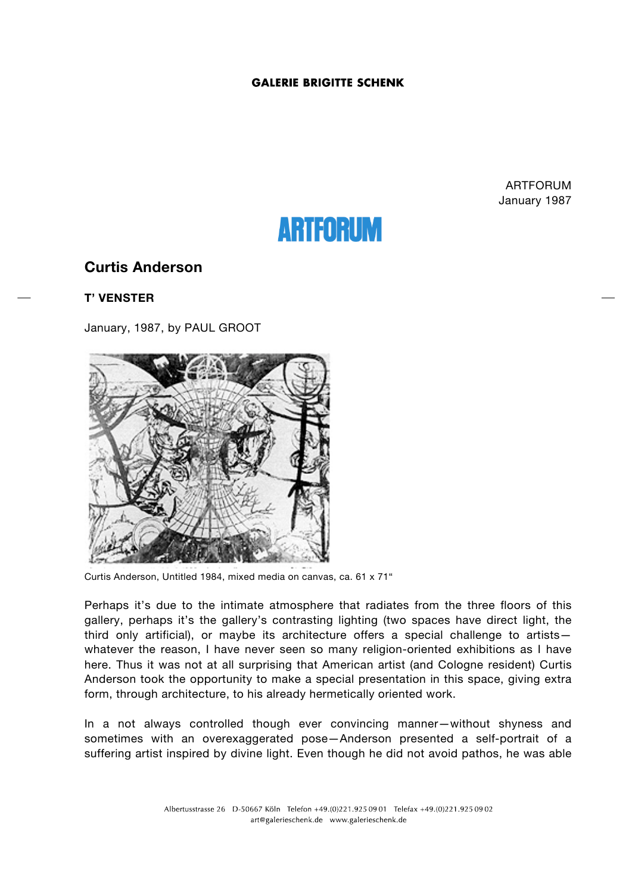**GALERIE BRIGITTE SCHENK**

ARTFORUM
January 1987

ARTFORUM

## Curtis Anderson

### T' VENSTER

January, 1987, by PAUL GROOT

Curtis Anderson, Untitled 1984, mixed media on canvas, ca. 61 x 71"

Perhaps it's due to the intimate atmosphere that radiates from the three floors of this gallery, perhaps it's the gallery's contrasting lighting (two spaces have direct light, the third only artificial), or maybe its architecture offers a special challenge to artists—whatever the reason, I have never seen so many religion-oriented exhibitions as I have here. Thus it was not at all surprising that American artist (and Cologne resident) Curtis Anderson took the opportunity to make a special presentation in this space, giving extra form, through architecture, to his already hermetically oriented work.

In a not always controlled though ever convincing manner—without shyness and sometimes with an overexaggerated pose—Anderson presented a self-portrait of a suffering artist inspired by divine light. Even though he did not avoid pathos, he was able

Albertusstrasse 26 D-50667 Köln Telefon +49.(0)221.925 09 01 Telefax +49.(0)221.925 09 02
art@galerieschenk.de www.galerieschenk.de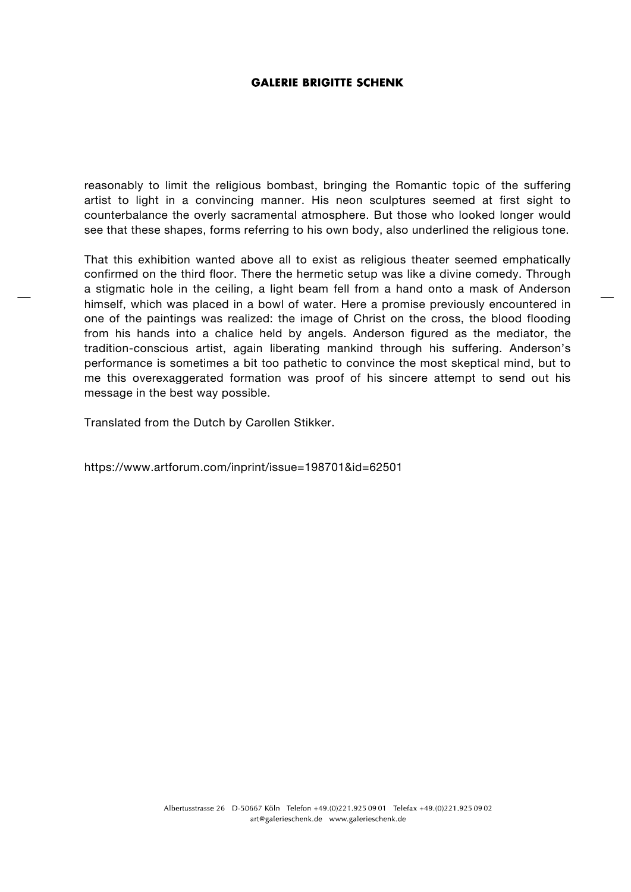reasonably to limit the religious bombast, bringing the Romantic topic of the suffering artist to light in a convincing manner. His neon sculptures seemed at first sight to counterbalance the overly sacramental atmosphere. But those who looked longer would see that these shapes, forms referring to his own body, also underlined the religious tone.

That this exhibition wanted above all to exist as religious theater seemed emphatically confirmed on the third floor. There the hermetic setup was like a divine comedy. Through a stigmatic hole in the ceiling, a light beam fell from a hand onto a mask of Anderson himself, which was placed in a bowl of water. Here a promise previously encountered in one of the paintings was realized: the image of Christ on the cross, the blood flooding from his hands into a chalice held by angels. Anderson figured as the mediator, the tradition-conscious artist, again liberating mankind through his suffering. Anderson's performance is sometimes a bit too pathetic to convince the most skeptical mind, but to me this overexaggerated formation was proof of his sincere attempt to send out his message in the best way possible.

Translated from the Dutch by Carollen Stikker.

https://www.artforum.com/inprint/issue=198701&id=62501